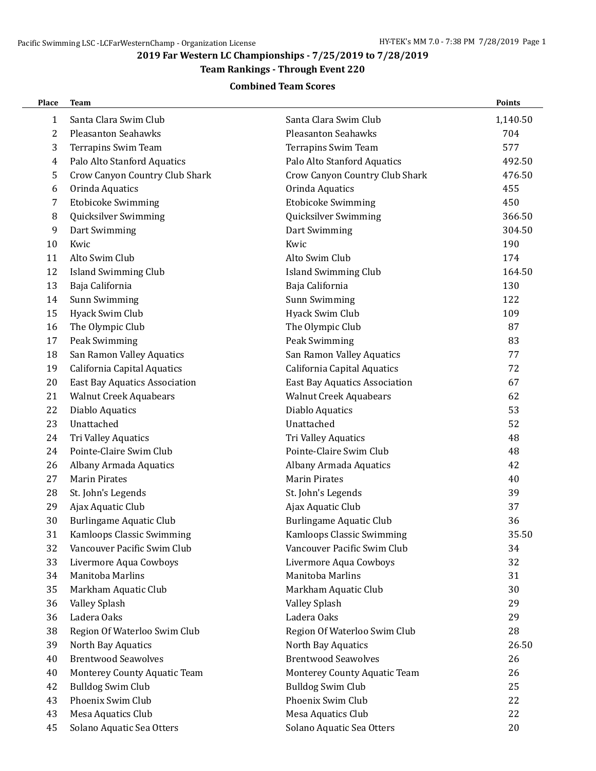## 2019 Far Western LC Championships - 7/25/2019 to 7/28/2019

### Team Rankings - Through Event 220

**Combined Team Scores**

| Place | Team | | Points |
|---|---|---|---|
| 1 | Santa Clara Swim Club | Santa Clara Swim Club | 1,140.50 |
| 2 | Pleasanton Seahawks | Pleasanton Seahawks | 704 |
| 3 | Terrapins Swim Team | Terrapins Swim Team | 577 |
| 4 | Palo Alto Stanford Aquatics | Palo Alto Stanford Aquatics | 492.50 |
| 5 | Crow Canyon Country Club Shark | Crow Canyon Country Club Shark | 476.50 |
| 6 | Orinda Aquatics | Orinda Aquatics | 455 |
| 7 | Etobicoke Swimming | Etobicoke Swimming | 450 |
| 8 | Quicksilver Swimming | Quicksilver Swimming | 366.50 |
| 9 | Dart Swimming | Dart Swimming | 304.50 |
| 10 | Kwic | Kwic | 190 |
| 11 | Alto Swim Club | Alto Swim Club | 174 |
| 12 | Island Swimming Club | Island Swimming Club | 164.50 |
| 13 | Baja California | Baja California | 130 |
| 14 | Sunn Swimming | Sunn Swimming | 122 |
| 15 | Hyack Swim Club | Hyack Swim Club | 109 |
| 16 | The Olympic Club | The Olympic Club | 87 |
| 17 | Peak Swimming | Peak Swimming | 83 |
| 18 | San Ramon Valley Aquatics | San Ramon Valley Aquatics | 77 |
| 19 | California Capital Aquatics | California Capital Aquatics | 72 |
| 20 | East Bay Aquatics Association | East Bay Aquatics Association | 67 |
| 21 | Walnut Creek Aquabears | Walnut Creek Aquabears | 62 |
| 22 | Diablo Aquatics | Diablo Aquatics | 53 |
| 23 | Unattached | Unattached | 52 |
| 24 | Tri Valley Aquatics | Tri Valley Aquatics | 48 |
| 24 | Pointe-Claire Swim Club | Pointe-Claire Swim Club | 48 |
| 26 | Albany Armada Aquatics | Albany Armada Aquatics | 42 |
| 27 | Marin Pirates | Marin Pirates | 40 |
| 28 | St. John's Legends | St. John's Legends | 39 |
| 29 | Ajax Aquatic Club | Ajax Aquatic Club | 37 |
| 30 | Burlingame Aquatic Club | Burlingame Aquatic Club | 36 |
| 31 | Kamloops Classic Swimming | Kamloops Classic Swimming | 35.50 |
| 32 | Vancouver Pacific Swim Club | Vancouver Pacific Swim Club | 34 |
| 33 | Livermore Aqua Cowboys | Livermore Aqua Cowboys | 32 |
| 34 | Manitoba Marlins | Manitoba Marlins | 31 |
| 35 | Markham Aquatic Club | Markham Aquatic Club | 30 |
| 36 | Valley Splash | Valley Splash | 29 |
| 36 | Ladera Oaks | Ladera Oaks | 29 |
| 38 | Region Of Waterloo Swim Club | Region Of Waterloo Swim Club | 28 |
| 39 | North Bay Aquatics | North Bay Aquatics | 26.50 |
| 40 | Brentwood Seawolves | Brentwood Seawolves | 26 |
| 40 | Monterey County Aquatic Team | Monterey County Aquatic Team | 26 |
| 42 | Bulldog Swim Club | Bulldog Swim Club | 25 |
| 43 | Phoenix Swim Club | Phoenix Swim Club | 22 |
| 43 | Mesa Aquatics Club | Mesa Aquatics Club | 22 |
| 45 | Solano Aquatic Sea Otters | Solano Aquatic Sea Otters | 20 |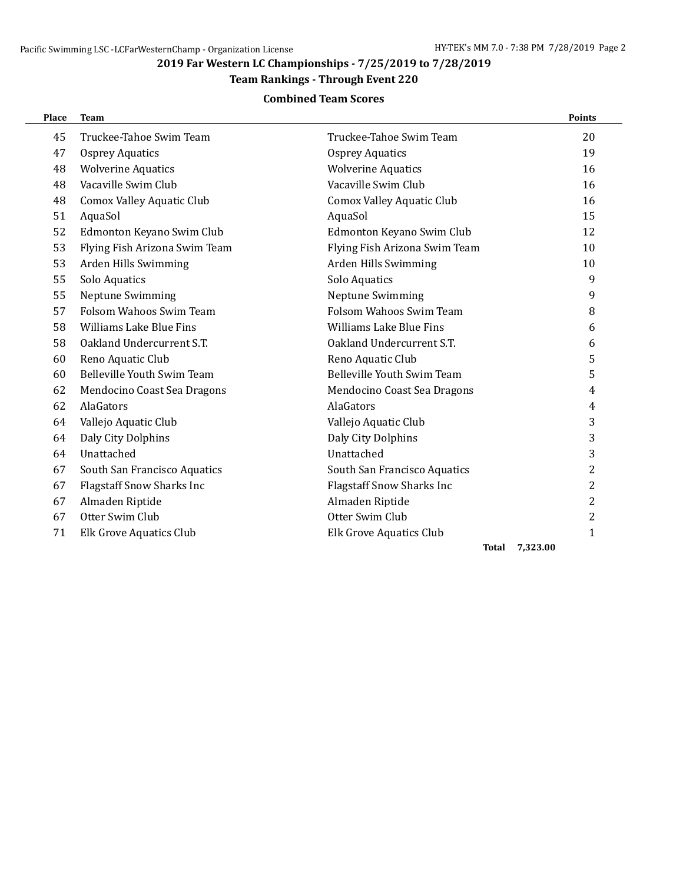## 2019 Far Western LC Championships - 7/25/2019 to 7/28/2019

### Team Rankings - Through Event 220

#### Combined Team Scores

| Place | Team | | Points |
|---|---|---|---|
| 45 | Truckee-Tahoe Swim Team | Truckee-Tahoe Swim Team | 20 |
| 47 | Osprey Aquatics | Osprey Aquatics | 19 |
| 48 | Wolverine Aquatics | Wolverine Aquatics | 16 |
| 48 | Vacaville Swim Club | Vacaville Swim Club | 16 |
| 48 | Comox Valley Aquatic Club | Comox Valley Aquatic Club | 16 |
| 51 | AquaSol | AquaSol | 15 |
| 52 | Edmonton Keyano Swim Club | Edmonton Keyano Swim Club | 12 |
| 53 | Flying Fish Arizona Swim Team | Flying Fish Arizona Swim Team | 10 |
| 53 | Arden Hills Swimming | Arden Hills Swimming | 10 |
| 55 | Solo Aquatics | Solo Aquatics | 9 |
| 55 | Neptune Swimming | Neptune Swimming | 9 |
| 57 | Folsom Wahoos Swim Team | Folsom Wahoos Swim Team | 8 |
| 58 | Williams Lake Blue Fins | Williams Lake Blue Fins | 6 |
| 58 | Oakland Undercurrent S.T. | Oakland Undercurrent S.T. | 6 |
| 60 | Reno Aquatic Club | Reno Aquatic Club | 5 |
| 60 | Belleville Youth Swim Team | Belleville Youth Swim Team | 5 |
| 62 | Mendocino Coast Sea Dragons | Mendocino Coast Sea Dragons | 4 |
| 62 | AlaGators | AlaGators | 4 |
| 64 | Vallejo Aquatic Club | Vallejo Aquatic Club | 3 |
| 64 | Daly City Dolphins | Daly City Dolphins | 3 |
| 64 | Unattached | Unattached | 3 |
| 67 | South San Francisco Aquatics | South San Francisco Aquatics | 2 |
| 67 | Flagstaff Snow Sharks Inc | Flagstaff Snow Sharks Inc | 2 |
| 67 | Almaden Riptide | Almaden Riptide | 2 |
| 67 | Otter Swim Club | Otter Swim Club | 2 |
| 71 | Elk Grove Aquatics Club | Elk Grove Aquatics Club | 1 |
| | | **Total** | **7,323.00** |